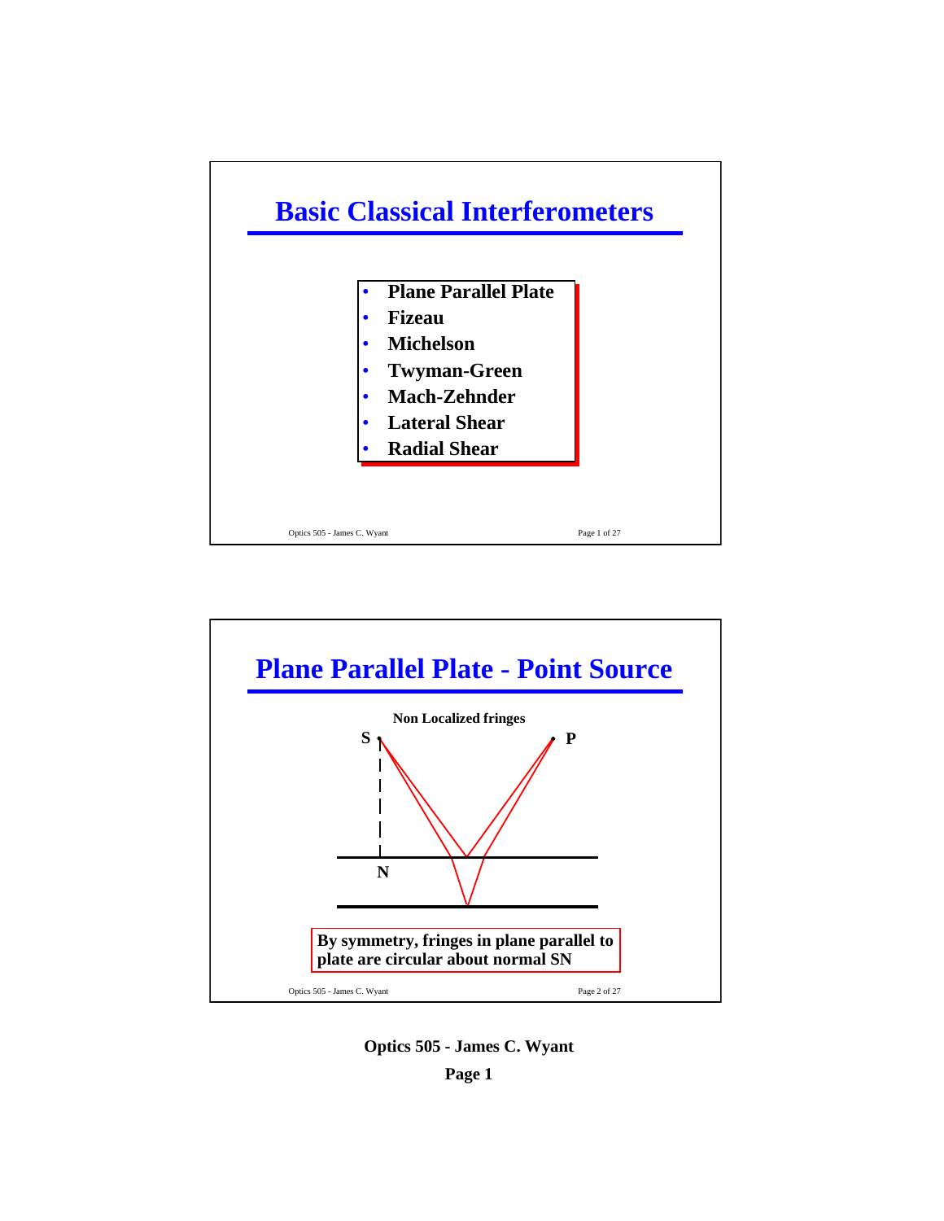# Basic Classical Interferometers

- Plane Parallel Plate
- Fizeau
- Michelson
- Twyman-Green
- Mach-Zehnder
- Lateral Shear
- Radial Shear

# Plane Parallel Plate - Point Source

Non Localized fringes

S P N

By symmetry, fringes in plane parallel to plate are circular about normal SN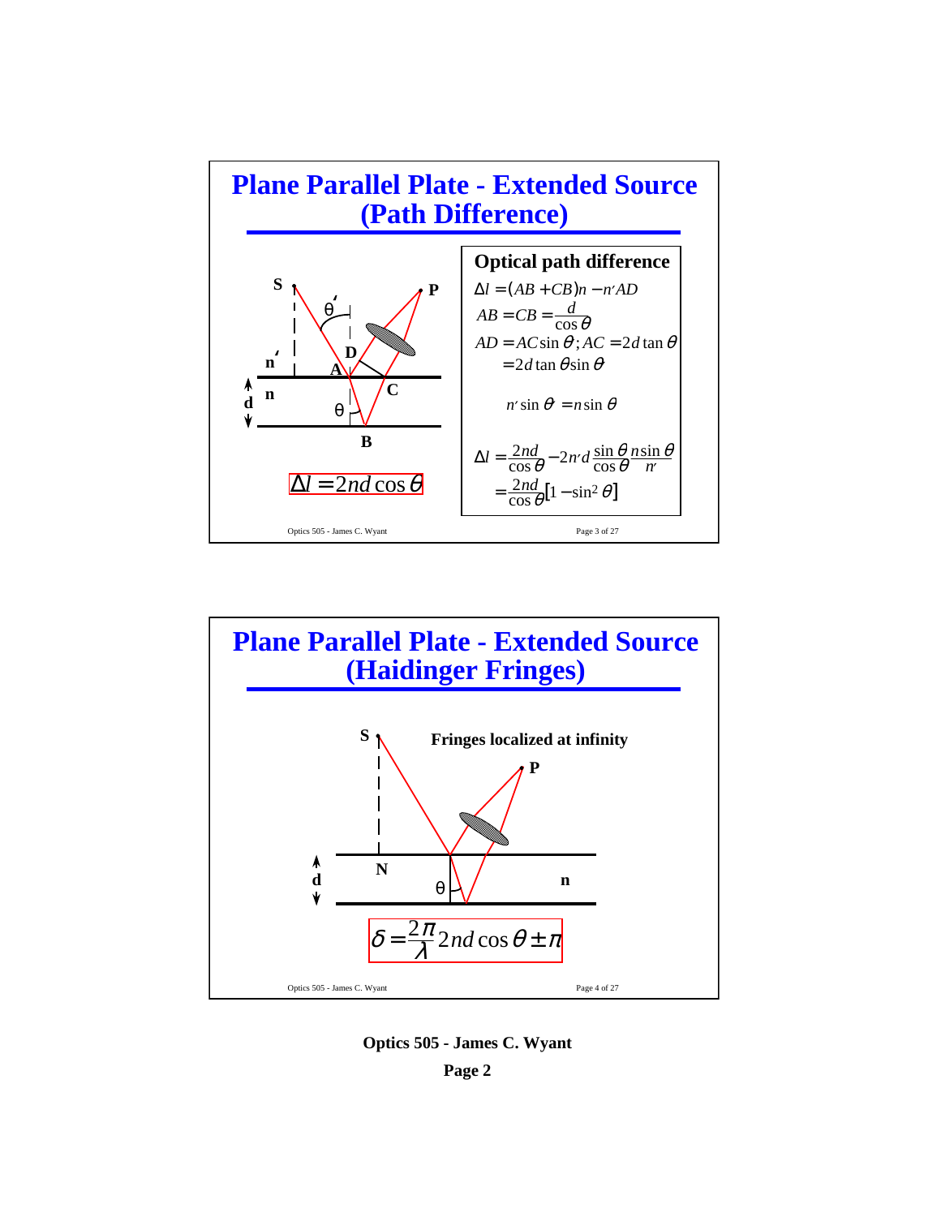## Plane Parallel Plate - Extended Source (Path Difference)

$$\Delta l = 2nd\cos\theta$$

**Optical path difference**

$$\Delta l = (AB + CB)n - n'AD$$

$$AB = CB = \frac{d}{\cos\theta}$$

$$AD = AC\sin\theta';\ AC = 2d\tan\theta$$

$$= 2d\tan\theta\sin\theta'$$

$$n'\sin\theta' = n\sin\theta$$

$$\Delta l = \frac{2nd}{\cos\theta} - 2n'd\frac{\sin\theta}{\cos\theta}\frac{n\sin\theta}{n'}$$

$$= \frac{2nd}{\cos\theta}\left[1 - \sin^2\theta\right]$$

## Plane Parallel Plate - Extended Source (Haidinger Fringes)

**Fringes localized at infinity**

$$\delta = \frac{2\pi}{\lambda}2nd\cos\theta \pm \pi$$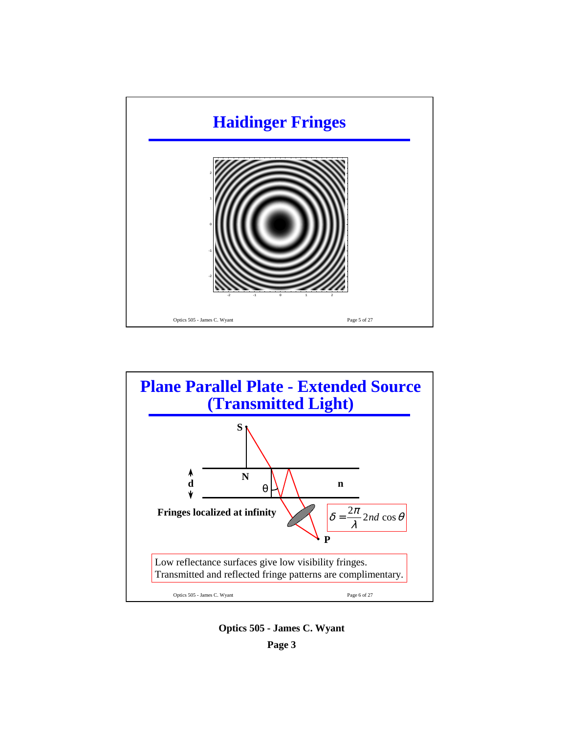# Haidinger Fringes

# Plane Parallel Plate - Extended Source (Transmitted Light)

**Fringes localized at infinity**

$$\delta = \frac{2\pi}{\lambda} 2nd \cos\theta$$

Low reflectance surfaces give low visibility fringes.
Transmitted and reflected fringe patterns are complimentary.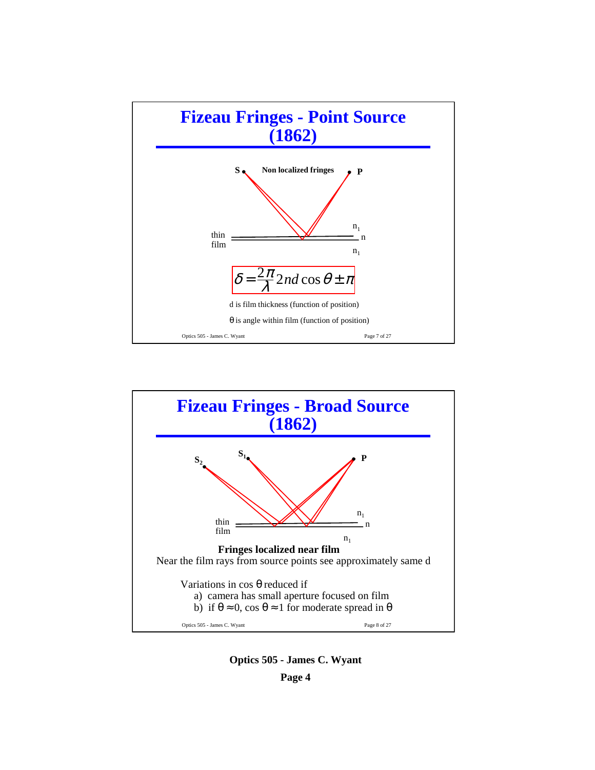# Fizeau Fringes - Point Source (1862)

S    Non localized fringes    P

thin film    $n_1$    n    $n_1$

$$\delta = \frac{2\pi}{\lambda} 2nd\cos\theta \pm \pi$$

d is film thickness (function of position)

$\theta$ is angle within film (function of position)

# Fizeau Fringes - Broad Source (1862)

$S_2$    $S_1$    P

thin film    $n_1$    n    $n_1$

**Fringes localized near film**

Near the film rays from source points see approximately same d

Variations in cos $\theta$ reduced if

a) camera has small aperture focused on film

b) if $\theta \approx 0$, cos $\theta \approx 1$ for moderate spread in $\theta$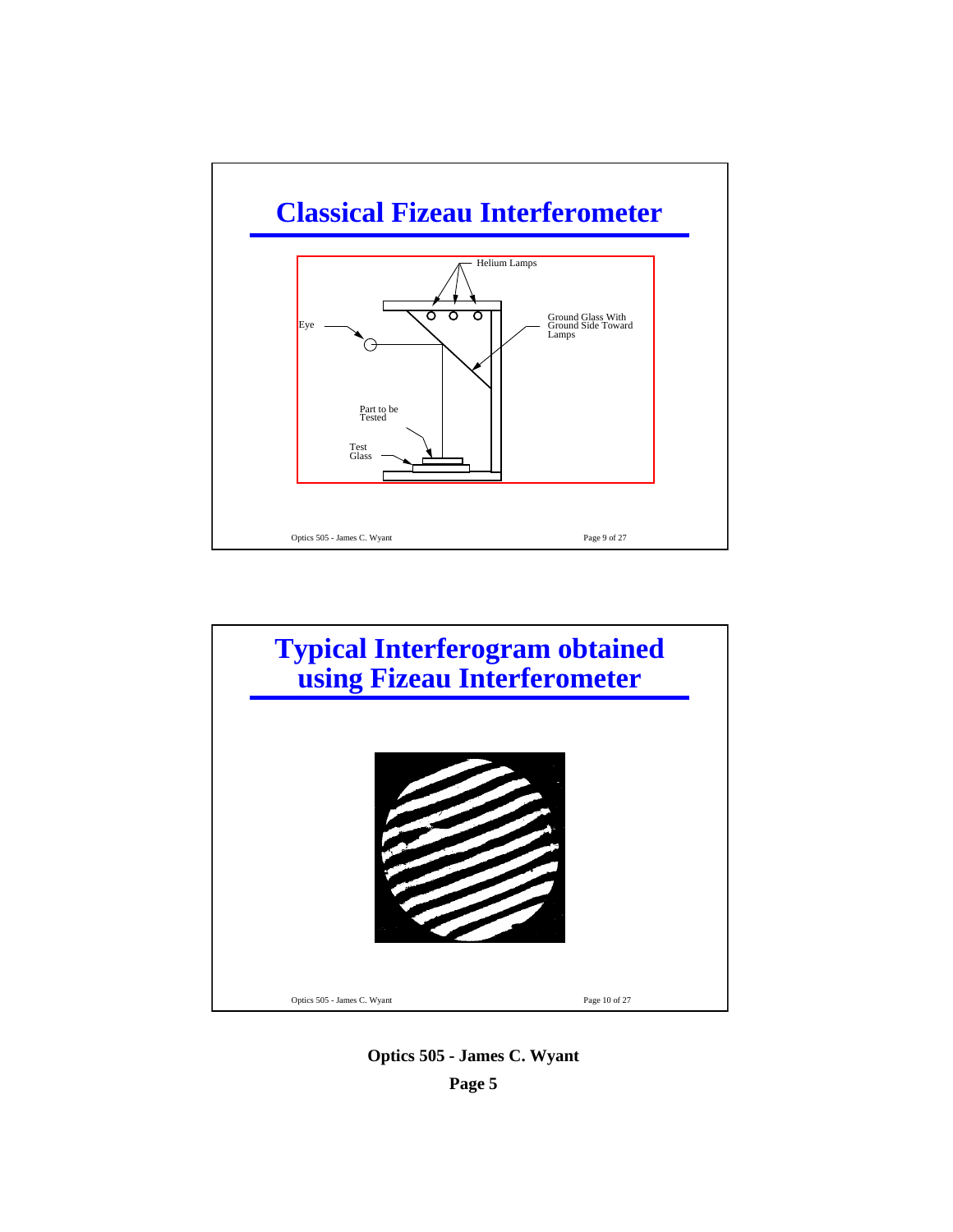# Classical Fizeau Interferometer

Helium Lamps

Eye

Ground Glass With Ground Side Toward Lamps

Part to be Tested

Test Glass

# Typical Interferogram obtained using Fizeau Interferometer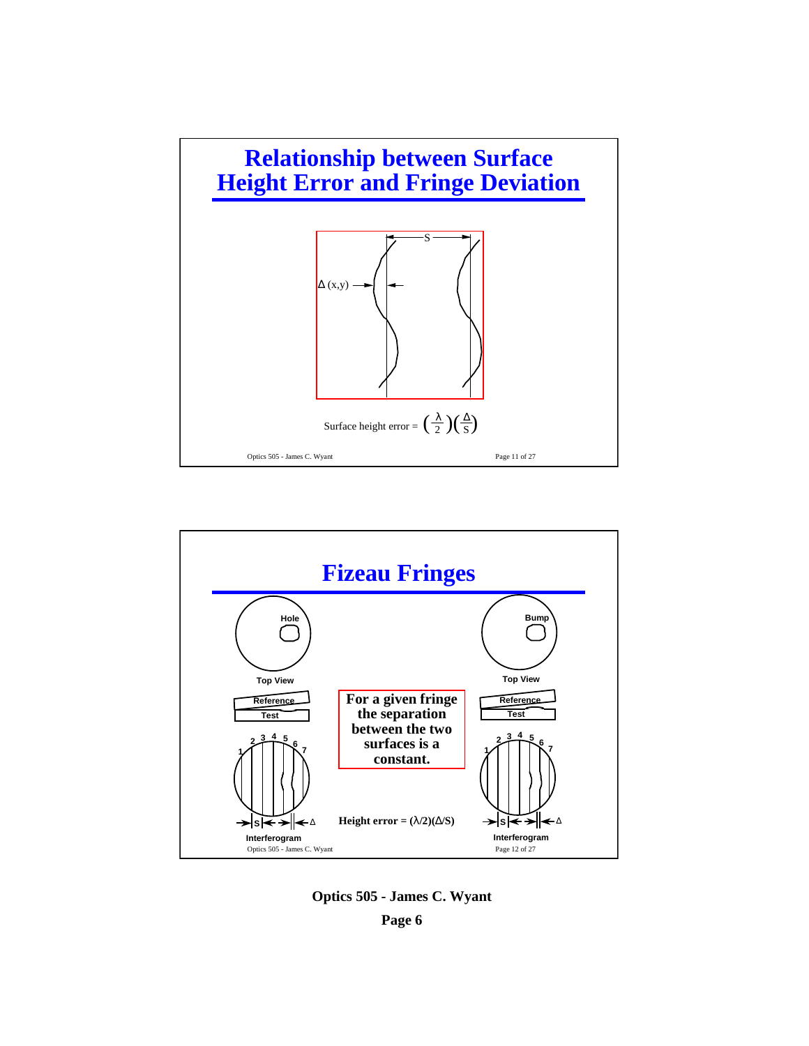# Relationship between Surface Height Error and Fringe Deviation

S

$\Delta$ (x,y)

Surface height error = $\left(\frac{\lambda}{2}\right)\left(\frac{\Delta}{S}\right)$

# Fizeau Fringes

Hole

Top View

Reference

Test

2 3 4 5 6 7 1

S Δ

Interferogram

**For a given fringe the separation between the two surfaces is a constant.**

**Height error = $(\lambda/2)(\Delta/S)$**

Bump

Top View

Reference

Test

2 3 4 5 6 7 1

S Δ

Interferogram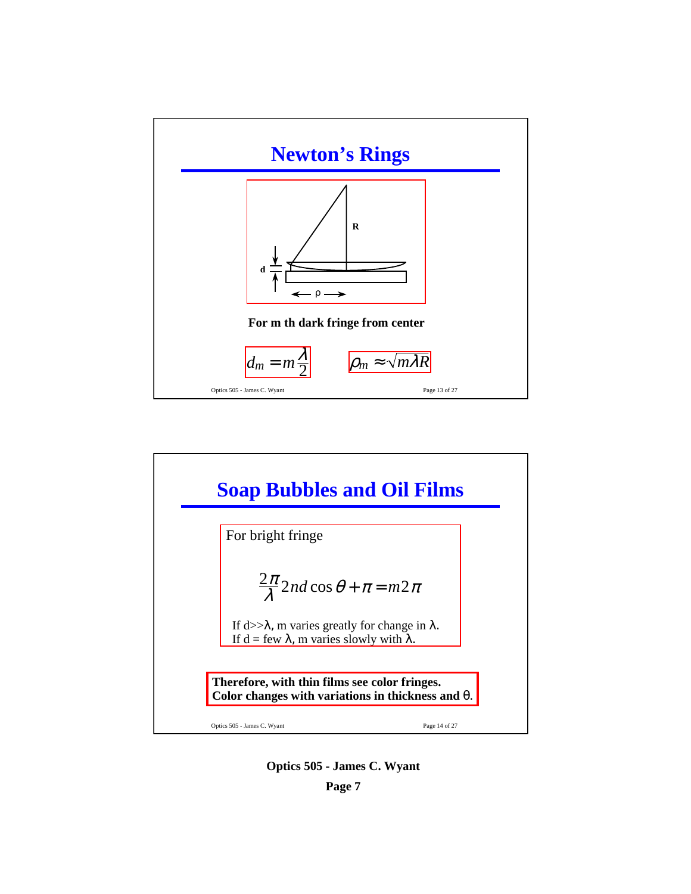## Newton's Rings

R

d

ρ

**For m th dark fringe from center**

$$d_m = m\frac{\lambda}{2}$$

$$\rho_m \approx \sqrt{m\lambda R}$$

## Soap Bubbles and Oil Films

For bright fringe

$$\frac{2\pi}{\lambda}2nd\cos\theta + \pi = m2\pi$$

If $d \gg \lambda$, m varies greatly for change in $\lambda$.
If d = few $\lambda$, m varies slowly with $\lambda$.

**Therefore, with thin films see color fringes.
Color changes with variations in thickness and $\theta$.**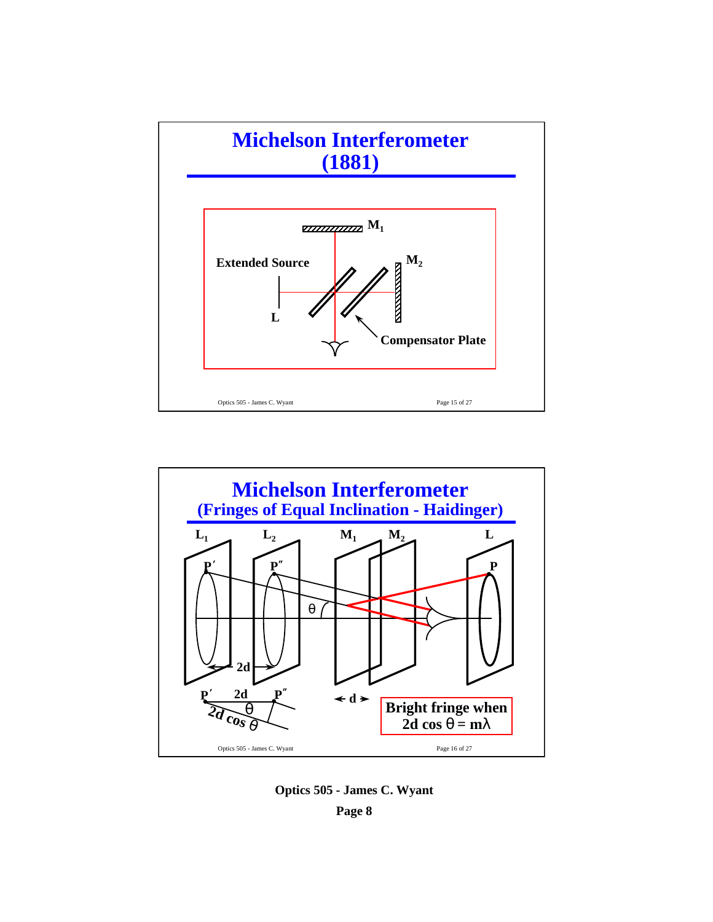# Michelson Interferometer (1881)

M$_1$

Extended Source

M$_2$

L

Compensator Plate

# Michelson Interferometer (Fringes of Equal Inclination - Haidinger)

L$_1$ L$_2$ M$_1$ M$_2$ L

P′ P″ P

θ

2d

P′ 2d P″

θ

2d cos θ

d

**Bright fringe when $2d \cos\theta = m\lambda$**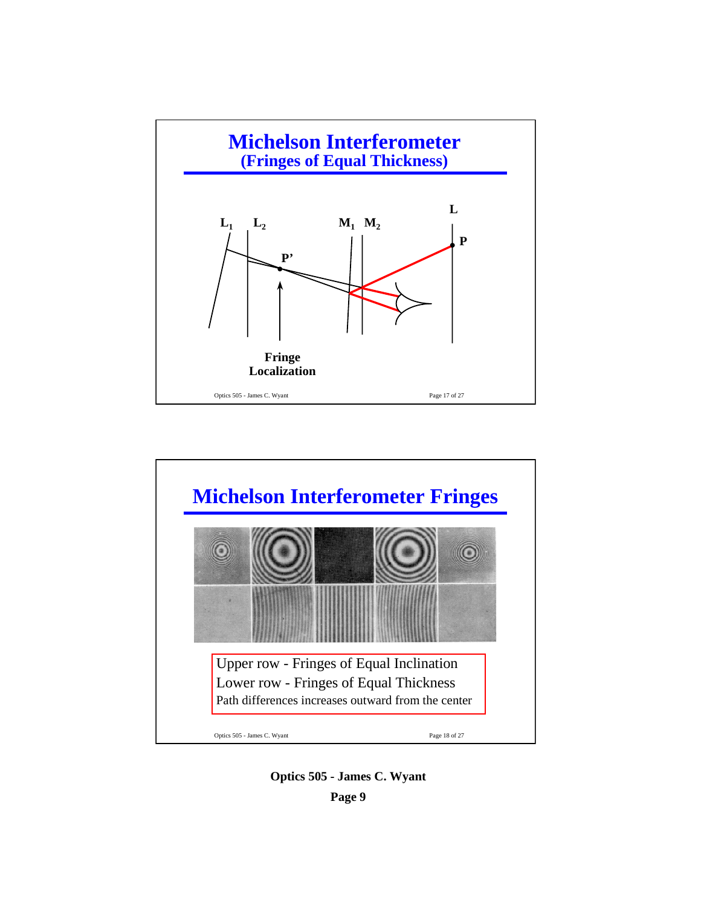## Michelson Interferometer
### (Fringes of Equal Thickness)

$L_1$ $L_2$ $M_1$ $M_2$ L

P' P

Fringe Localization

## Michelson Interferometer Fringes

Upper row - Fringes of Equal Inclination
Lower row - Fringes of Equal Thickness
Path differences increases outward from the center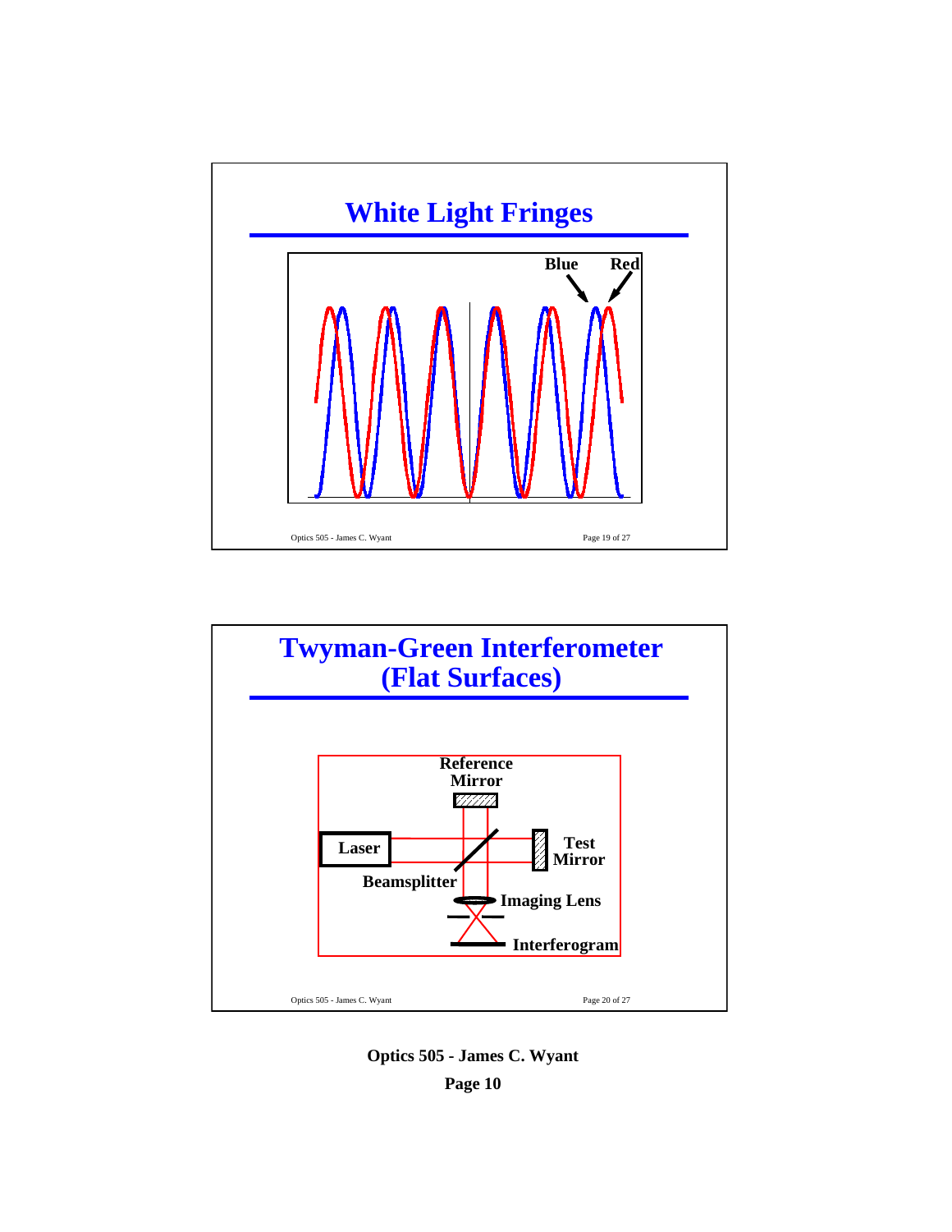# White Light Fringes

Blue

Red

# Twyman-Green Interferometer (Flat Surfaces)

Reference Mirror

Laser

Test Mirror

Beamsplitter

Imaging Lens

Interferogram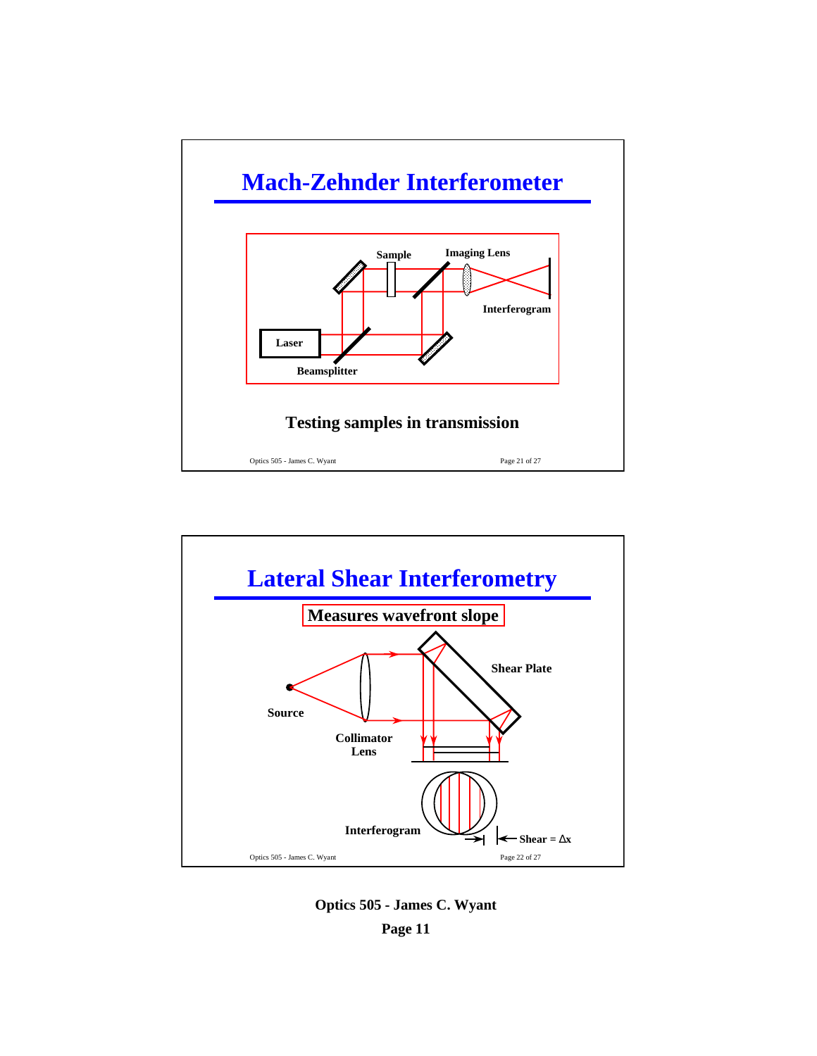# Mach-Zehnder Interferometer

Sample

Imaging Lens

Interferogram

Laser

Beamsplitter

**Testing samples in transmission**

# Lateral Shear Interferometry

**Measures wavefront slope**

Shear Plate

Source

Collimator Lens

Interferogram

Shear = $\Delta x$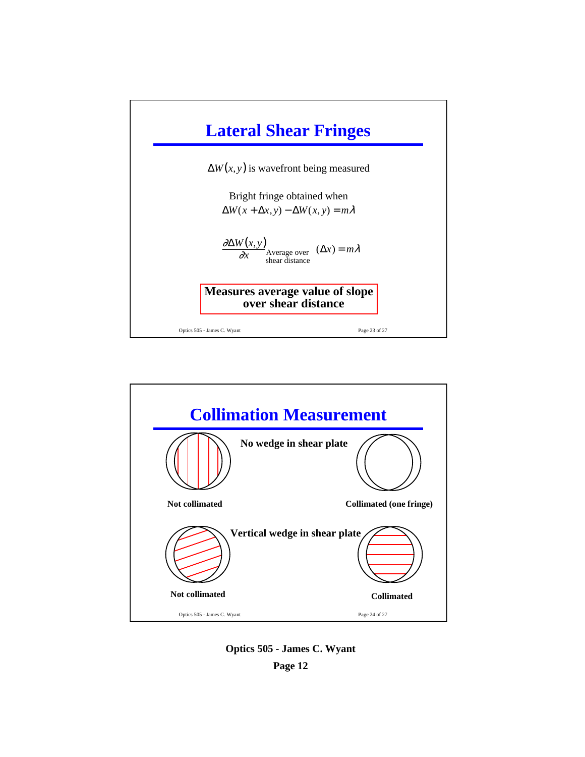## Lateral Shear Fringes

$\Delta W(x,y)$ is wavefront being measured

Bright fringe obtained when

$$\Delta W(x+\Delta x, y) - \Delta W(x,y) = m\lambda$$

$$\left.\frac{\partial \Delta W(x,y)}{\partial x}\right|_{\text{Average over shear distance}} (\Delta x) = m\lambda$$

**Measures average value of slope over shear distance**

## Collimation Measurement

**No wedge in shear plate**

**Not collimated**

**Collimated (one fringe)**

**Vertical wedge in shear plate**

**Not collimated**

**Collimated**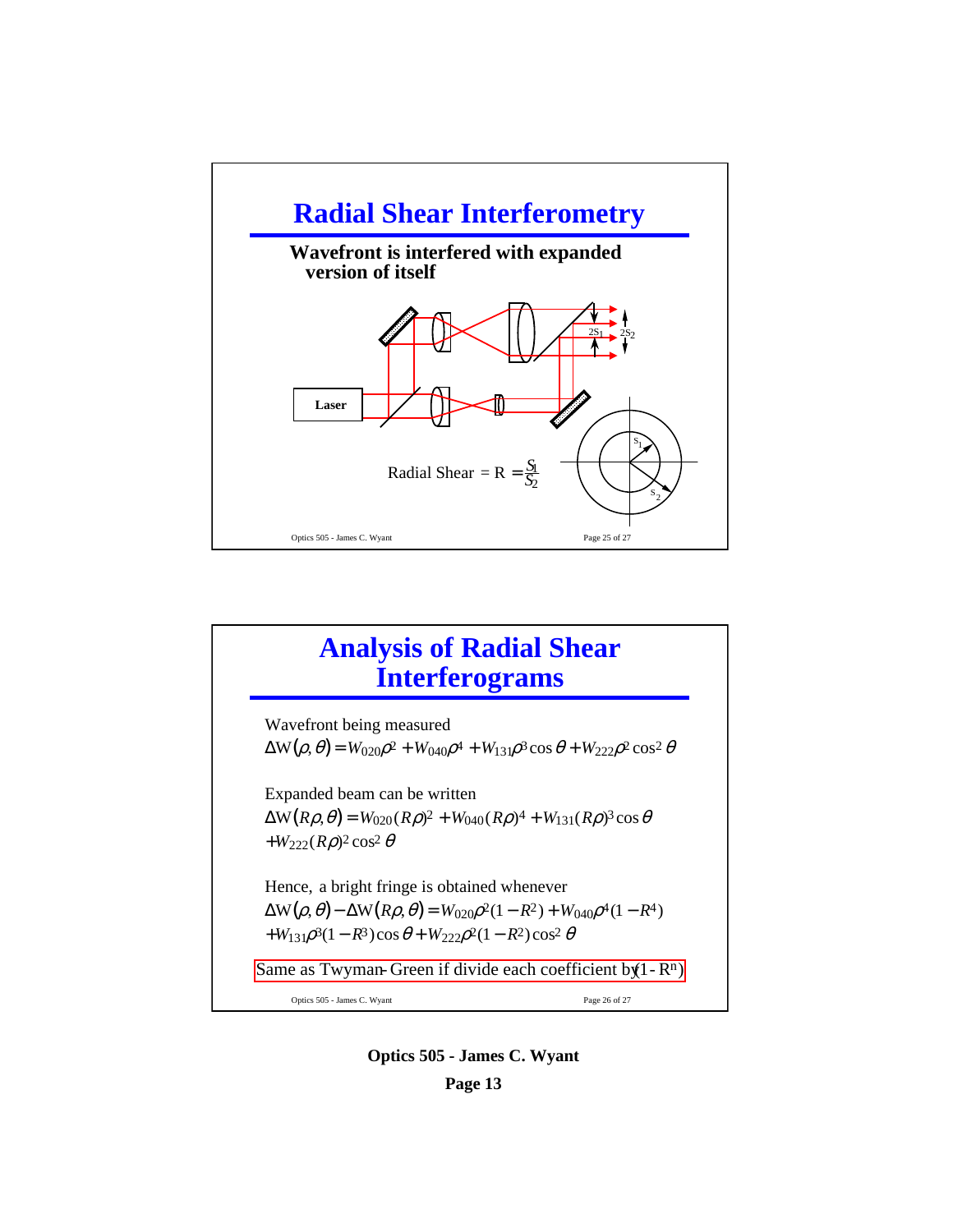# Radial Shear Interferometry

**Wavefront is interfered with expanded version of itself**

Laser

$2S_1$ $2S_2$

$S_1$ $S_2$

$$\text{Radial Shear} = R = \frac{S_1}{S_2}$$

# Analysis of Radial Shear Interferograms

Wavefront being measured

$$\Delta W(\rho,\theta) = W_{020}\rho^2 + W_{040}\rho^4 + W_{131}\rho^3\cos\theta + W_{222}\rho^2\cos^2\theta$$

Expanded beam can be written

$$\Delta W(R\rho,\theta) = W_{020}(R\rho)^2 + W_{040}(R\rho)^4 + W_{131}(R\rho)^3\cos\theta$$
$$+ W_{222}(R\rho)^2\cos^2\theta$$

Hence, a bright fringe is obtained whenever

$$\Delta W(\rho,\theta) - \Delta W(R\rho,\theta) = W_{020}\rho^2(1-R^2) + W_{040}\rho^4(1-R^4)$$
$$+ W_{131}\rho^3(1-R^3)\cos\theta + W_{222}\rho^2(1-R^2)\cos^2\theta$$

Same as Twyman-Green if divide each coefficient by $(1-R^n)$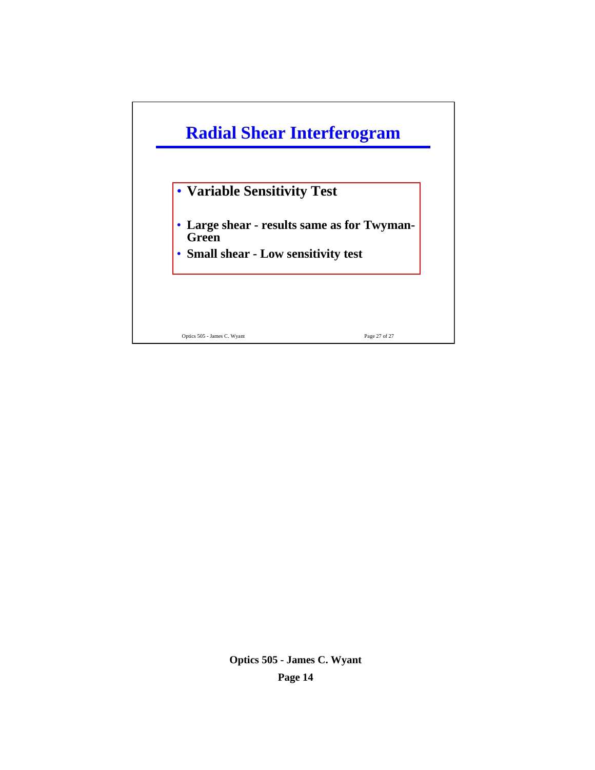# Radial Shear Interferogram

- **Variable Sensitivity Test**

- **Large shear - results same as for Twyman-Green**
- **Small shear - Low sensitivity test**